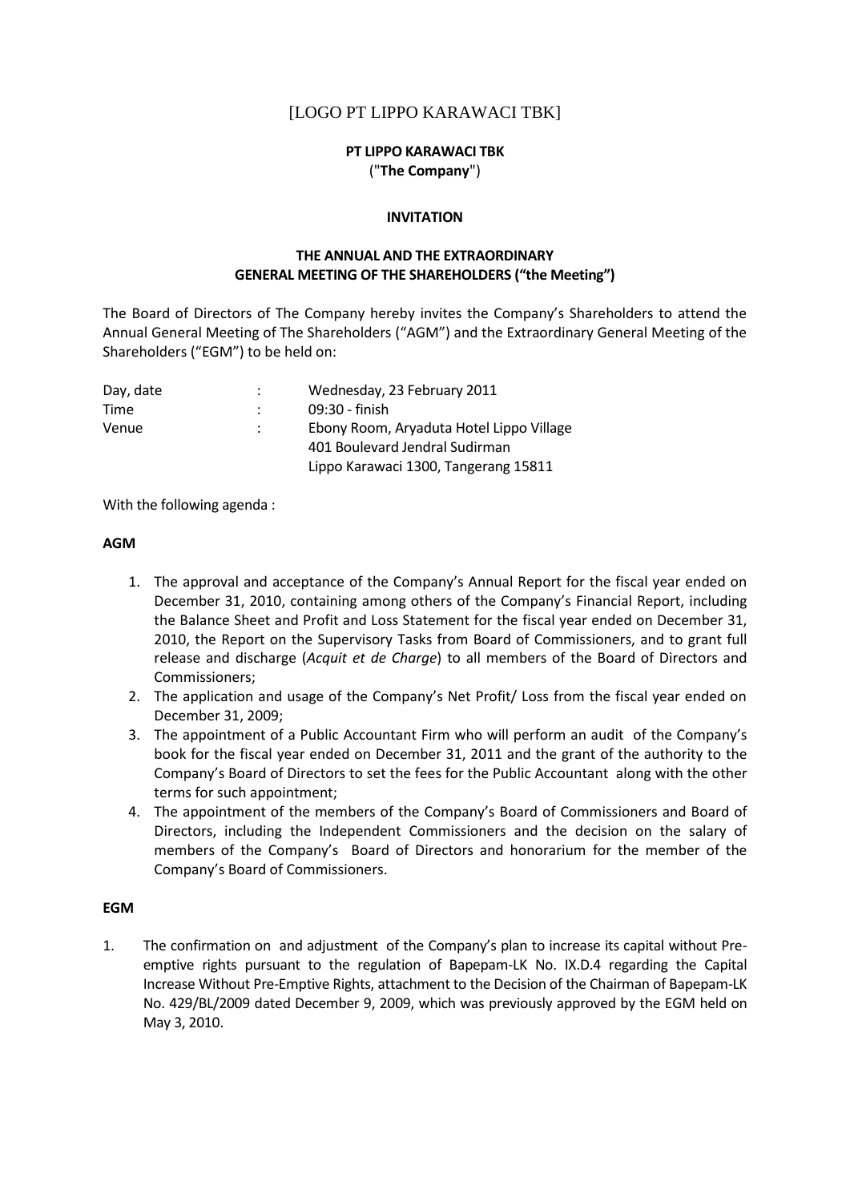[LOGO PT LIPPO KARAWACI TBK]

**PT LIPPO KARAWACI TBK**
("**The Company**")

**INVITATION**

**THE ANNUAL AND THE EXTRAORDINARY GENERAL MEETING OF THE SHAREHOLDERS ("the Meeting")**

The Board of Directors of The Company hereby invites the Company's Shareholders to attend the Annual General Meeting of The Shareholders ("AGM") and the Extraordinary General Meeting of the Shareholders ("EGM") to be held on:

| | | |
|---|---|---|
| Day, date | : | Wednesday, 23 February 2011 |
| Time | : | 09:30 - finish |
| Venue | : | Ebony Room, Aryaduta Hotel Lippo Village<br>401 Boulevard Jendral Sudirman<br>Lippo Karawaci 1300, Tangerang 15811 |

With the following agenda :

**AGM**

1. The approval and acceptance of the Company's Annual Report for the fiscal year ended on December 31, 2010, containing among others of the Company's Financial Report, including the Balance Sheet and Profit and Loss Statement for the fiscal year ended on December 31, 2010, the Report on the Supervisory Tasks from Board of Commissioners, and to grant full release and discharge (*Acquit et de Charge*) to all members of the Board of Directors and Commissioners;
2. The application and usage of the Company's Net Profit/ Loss from the fiscal year ended on December 31, 2009;
3. The appointment of a Public Accountant Firm who will perform an audit of the Company's book for the fiscal year ended on December 31, 2011 and the grant of the authority to the Company's Board of Directors to set the fees for the Public Accountant along with the other terms for such appointment;
4. The appointment of the members of the Company's Board of Commissioners and Board of Directors, including the Independent Commissioners and the decision on the salary of members of the Company's Board of Directors and honorarium for the member of the Company's Board of Commissioners.

**EGM**

1. The confirmation on and adjustment of the Company's plan to increase its capital without Pre-emptive rights pursuant to the regulation of Bapepam-LK No. IX.D.4 regarding the Capital Increase Without Pre-Emptive Rights, attachment to the Decision of the Chairman of Bapepam-LK No. 429/BL/2009 dated December 9, 2009, which was previously approved by the EGM held on May 3, 2010.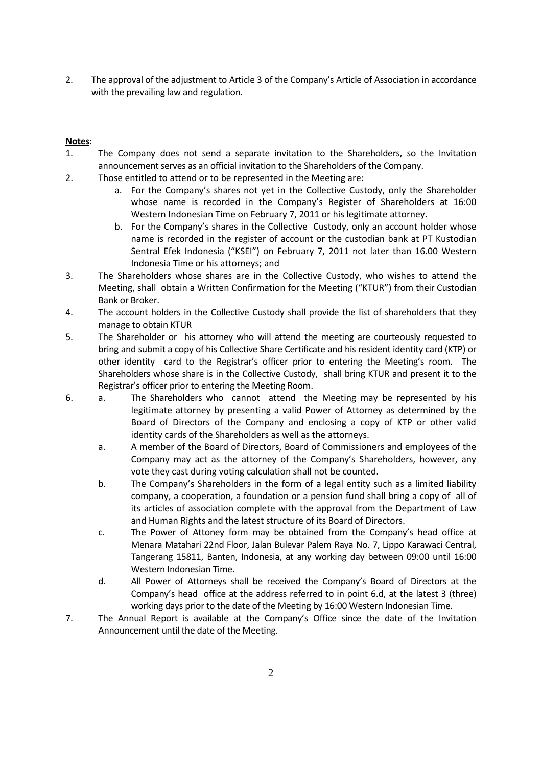2. The approval of the adjustment to Article 3 of the Company's Article of Association in accordance with the prevailing law and regulation.

**Notes**:

1. The Company does not send a separate invitation to the Shareholders, so the Invitation announcement serves as an official invitation to the Shareholders of the Company.
2. Those entitled to attend or to be represented in the Meeting are:
    a. For the Company's shares not yet in the Collective Custody, only the Shareholder whose name is recorded in the Company's Register of Shareholders at 16:00 Western Indonesian Time on February 7, 2011 or his legitimate attorney.
    b. For the Company's shares in the Collective Custody, only an account holder whose name is recorded in the register of account or the custodian bank at PT Kustodian Sentral Efek Indonesia ("KSEI") on February 7, 2011 not later than 16.00 Western Indonesia Time or his attorneys; and
3. The Shareholders whose shares are in the Collective Custody, who wishes to attend the Meeting, shall obtain a Written Confirmation for the Meeting ("KTUR") from their Custodian Bank or Broker.
4. The account holders in the Collective Custody shall provide the list of shareholders that they manage to obtain KTUR
5. The Shareholder or his attorney who will attend the meeting are courteously requested to bring and submit a copy of his Collective Share Certificate and his resident identity card (KTP) or other identity card to the Registrar's officer prior to entering the Meeting's room. The Shareholders whose share is in the Collective Custody, shall bring KTUR and present it to the Registrar's officer prior to entering the Meeting Room.
6. a. The Shareholders who cannot attend the Meeting may be represented by his legitimate attorney by presenting a valid Power of Attorney as determined by the Board of Directors of the Company and enclosing a copy of KTP or other valid identity cards of the Shareholders as well as the attorneys.
    a. A member of the Board of Directors, Board of Commissioners and employees of the Company may act as the attorney of the Company's Shareholders, however, any vote they cast during voting calculation shall not be counted.
    b. The Company's Shareholders in the form of a legal entity such as a limited liability company, a cooperation, a foundation or a pension fund shall bring a copy of all of its articles of association complete with the approval from the Department of Law and Human Rights and the latest structure of its Board of Directors.
    c. The Power of Attoney form may be obtained from the Company's head office at Menara Matahari 22nd Floor, Jalan Bulevar Palem Raya No. 7, Lippo Karawaci Central, Tangerang 15811, Banten, Indonesia, at any working day between 09:00 until 16:00 Western Indonesian Time.
    d. All Power of Attorneys shall be received the Company's Board of Directors at the Company's head office at the address referred to in point 6.d, at the latest 3 (three) working days prior to the date of the Meeting by 16:00 Western Indonesian Time.
7. The Annual Report is available at the Company's Office since the date of the Invitation Announcement until the date of the Meeting.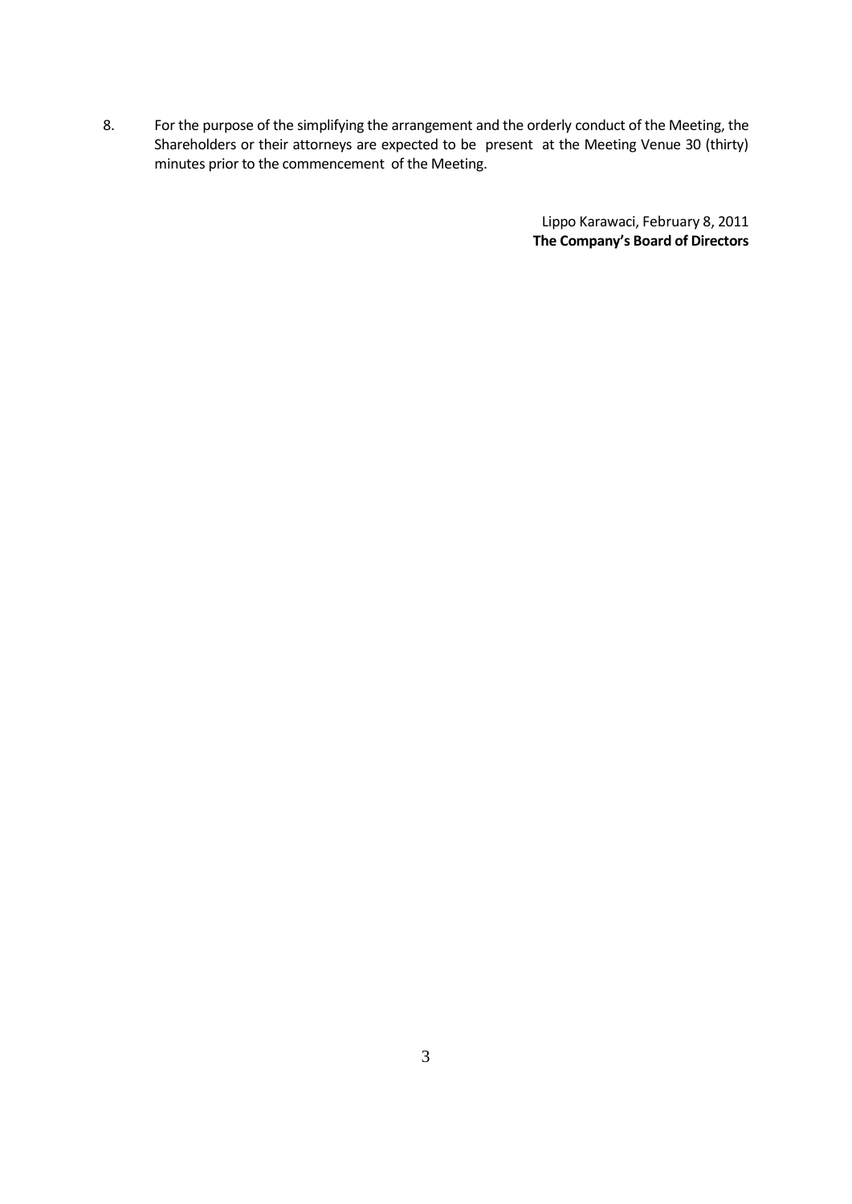8. For the purpose of the simplifying the arrangement and the orderly conduct of the Meeting, the Shareholders or their attorneys are expected to be present at the Meeting Venue 30 (thirty) minutes prior to the commencement of the Meeting.

Lippo Karawaci, February 8, 2011
**The Company's Board of Directors**